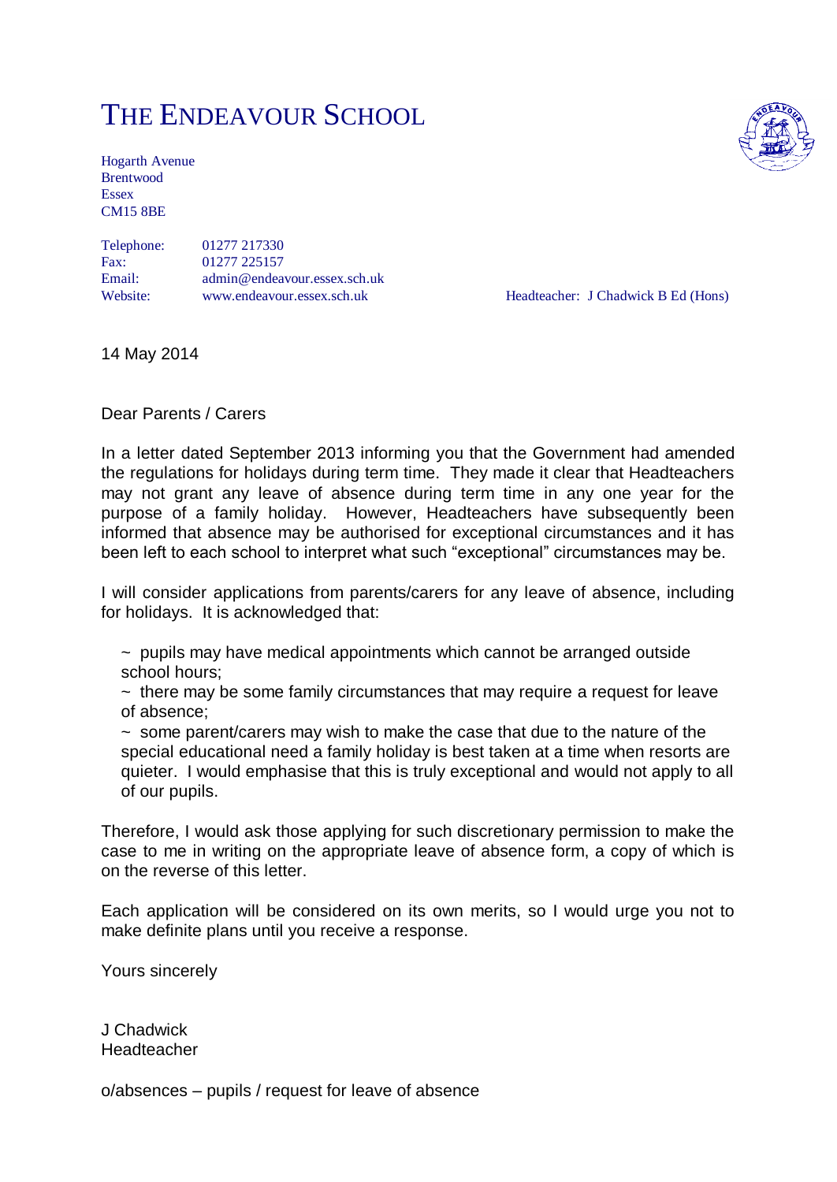# THE ENDEAVOUR SCHOOL

Hogarth Avenue
Brentwood
Essex
CM15 8BE

Telephone: 01277 217330
Fax: 01277 225157
Email: admin@endeavour.essex.sch.uk
Website: www.endeavour.essex.sch.uk

Headteacher: J Chadwick B Ed (Hons)

14 May 2014

Dear Parents / Carers

In a letter dated September 2013 informing you that the Government had amended the regulations for holidays during term time. They made it clear that Headteachers may not grant any leave of absence during term time in any one year for the purpose of a family holiday. However, Headteachers have subsequently been informed that absence may be authorised for exceptional circumstances and it has been left to each school to interpret what such "exceptional" circumstances may be.

I will consider applications from parents/carers for any leave of absence, including for holidays. It is acknowledged that:

~ pupils may have medical appointments which cannot be arranged outside school hours;
~ there may be some family circumstances that may require a request for leave of absence;
~ some parent/carers may wish to make the case that due to the nature of the special educational need a family holiday is best taken at a time when resorts are quieter. I would emphasise that this is truly exceptional and would not apply to all of our pupils.

Therefore, I would ask those applying for such discretionary permission to make the case to me in writing on the appropriate leave of absence form, a copy of which is on the reverse of this letter.

Each application will be considered on its own merits, so I would urge you not to make definite plans until you receive a response.

Yours sincerely

J Chadwick
Headteacher

o/absences – pupils / request for leave of absence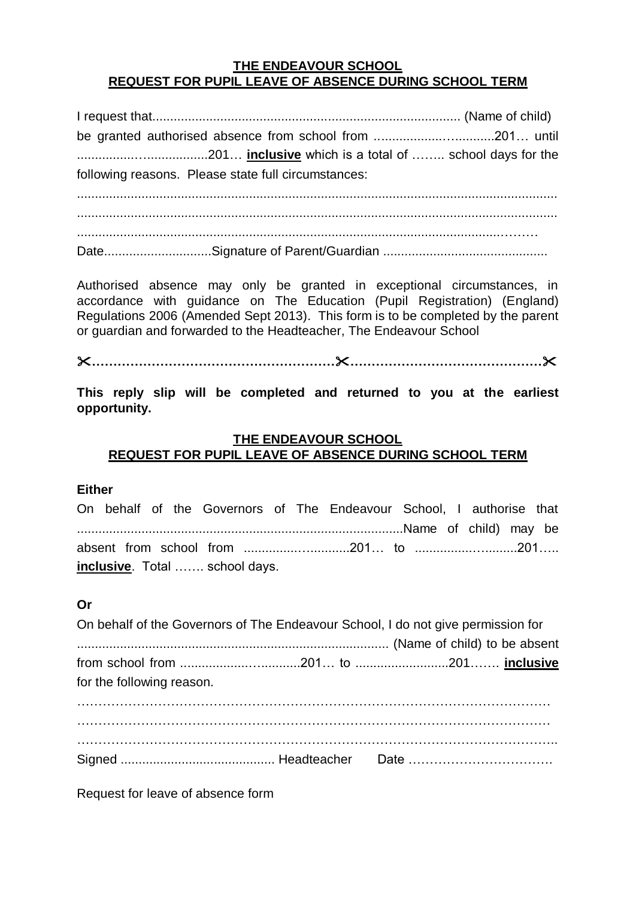**THE ENDEAVOUR SCHOOL**
**REQUEST FOR PUPIL LEAVE OF ABSENCE DURING SCHOOL TERM**

I request that..................................................................................... (Name of child) be granted authorised absence from school from ..................................201… until ....................................201… **inclusive** which is a total of …….. school days for the following reasons. Please state full circumstances:

.....................................................................................................................................
.....................................................................................................................................
...................................................................................................................………

Date..............................Signature of Parent/Guardian .............................................

Authorised absence may only be granted in exceptional circumstances, in accordance with guidance on The Education (Pupil Registration) (England) Regulations 2006 (Amended Sept 2013). This form is to be completed by the parent or guardian and forwarded to the Headteacher, The Endeavour School

✂.......................................................✂.............................................✂

**This reply slip will be completed and returned to you at the earliest opportunity.**

**THE ENDEAVOUR SCHOOL**
**REQUEST FOR PUPIL LEAVE OF ABSENCE DURING SCHOOL TERM**

**Either**

On behalf of the Governors of The Endeavour School, I authorise that ..........................................................................................Name of child) may be absent from school from ..............…...........201… to ..............….........201….. **inclusive**. Total ……. school days.

**Or**

On behalf of the Governors of The Endeavour School, I do not give permission for ...................................................................................... (Name of child) to be absent from school from ..................…...........201… to ..........................201……. **inclusive** for the following reason.

…………………………………………………………………………………………………
…………………………………………………………………………………………………
…………………………………………………………………………………………………..

Signed ........................................... Headteacher Date ……………………………

Request for leave of absence form